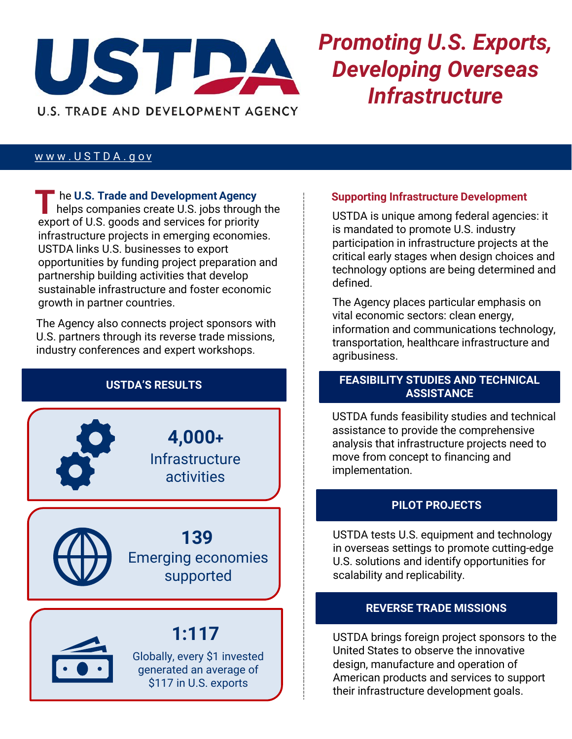# USTDA

U.S. TRADE AND DEVELOPMENT AGENCY

## *Promoting U.S. Exports, Developing Overseas Infrastructure*

www.USTDA.gov

The **U.S. Trade and Development Agency** helps companies create U.S. jobs through the export of U.S. goods and services for priority infrastructure projects in emerging economies. USTDA links U.S. businesses to export opportunities by funding project preparation and partnership building activities that develop sustainable infrastructure and foster economic growth in partner countries.

The Agency also connects project sponsors with U.S. partners through its reverse trade missions, industry conferences and expert workshops.

### USTDA'S RESULTS

**4,000+**
Infrastructure activities

**139**
Emerging economies supported

**1:117**
Globally, every $1 invested generated an average of $117 in U.S. exports

### Supporting Infrastructure Development

USTDA is unique among federal agencies: it is mandated to promote U.S. industry participation in infrastructure projects at the critical early stages when design choices and technology options are being determined and defined.

The Agency places particular emphasis on vital economic sectors: clean energy, information and communications technology, transportation, healthcare infrastructure and agribusiness.

### FEASIBILITY STUDIES AND TECHNICAL ASSISTANCE

USTDA funds feasibility studies and technical assistance to provide the comprehensive analysis that infrastructure projects need to move from concept to financing and implementation.

### PILOT PROJECTS

USTDA tests U.S. equipment and technology in overseas settings to promote cutting-edge U.S. solutions and identify opportunities for scalability and replicability.

### REVERSE TRADE MISSIONS

USTDA brings foreign project sponsors to the United States to observe the innovative design, manufacture and operation of American products and services to support their infrastructure development goals.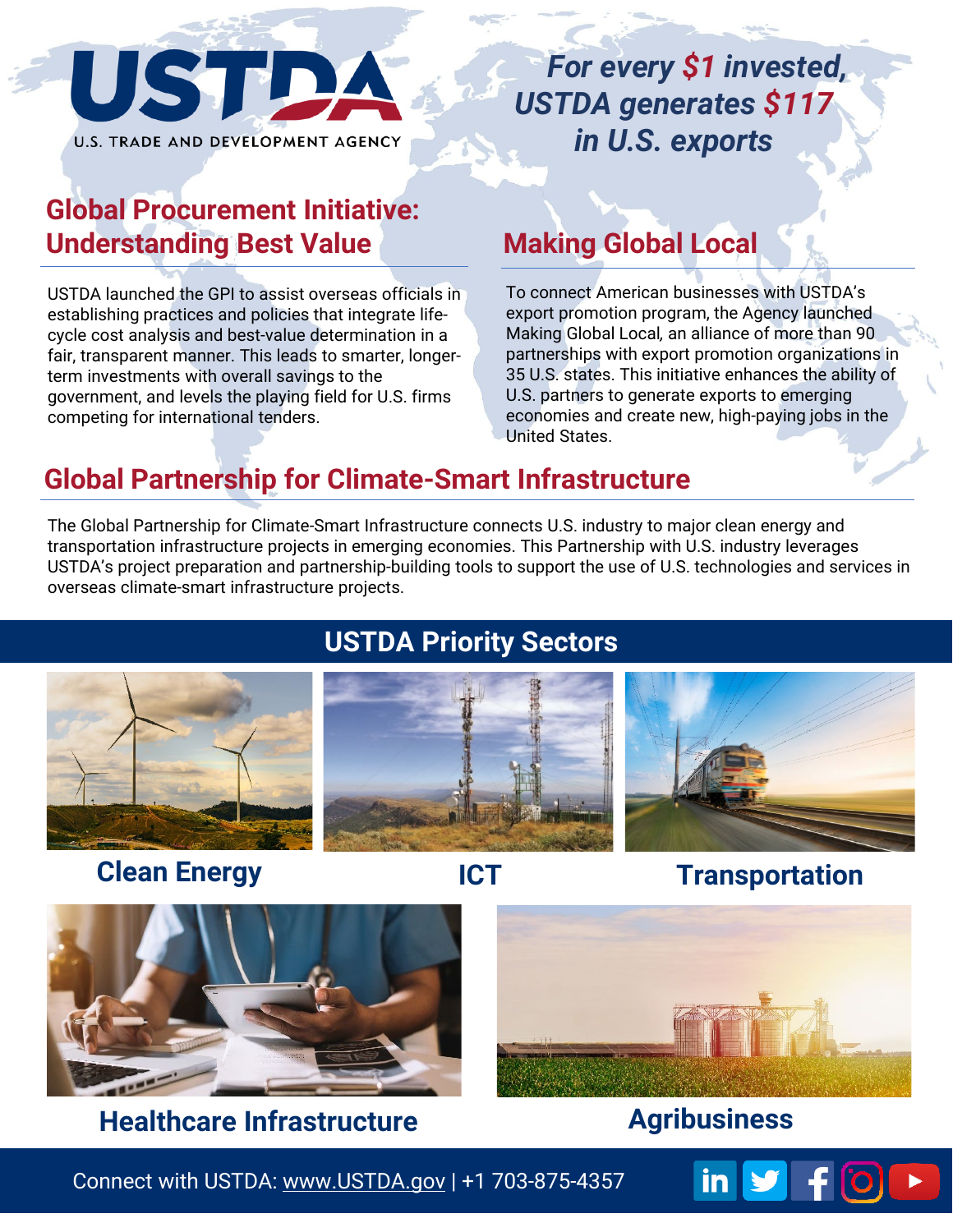# USTDA

U.S. TRADE AND DEVELOPMENT AGENCY

***For every $1 invested, USTDA generates $117 in U.S. exports***

## Global Procurement Initiative: Understanding Best Value

USTDA launched the GPI to assist overseas officials in establishing practices and policies that integrate life-cycle cost analysis and best-value determination in a fair, transparent manner. This leads to smarter, longer-term investments with overall savings to the government, and levels the playing field for U.S. firms competing for international tenders.

## Making Global Local

To connect American businesses with USTDA's export promotion program, the Agency launched Making Global Local, an alliance of more than 90 partnerships with export promotion organizations in 35 U.S. states. This initiative enhances the ability of U.S. partners to generate exports to emerging economies and create new, high-paying jobs in the United States.

## Global Partnership for Climate-Smart Infrastructure

The Global Partnership for Climate-Smart Infrastructure connects U.S. industry to major clean energy and transportation infrastructure projects in emerging economies. This Partnership with U.S. industry leverages USTDA's project preparation and partnership-building tools to support the use of U.S. technologies and services in overseas climate-smart infrastructure projects.

## USTDA Priority Sectors

**Clean Energy**

**ICT**

**Transportation**

**Healthcare Infrastructure**

**Agribusiness**

Connect with USTDA: www.USTDA.gov | +1 703-875-4357